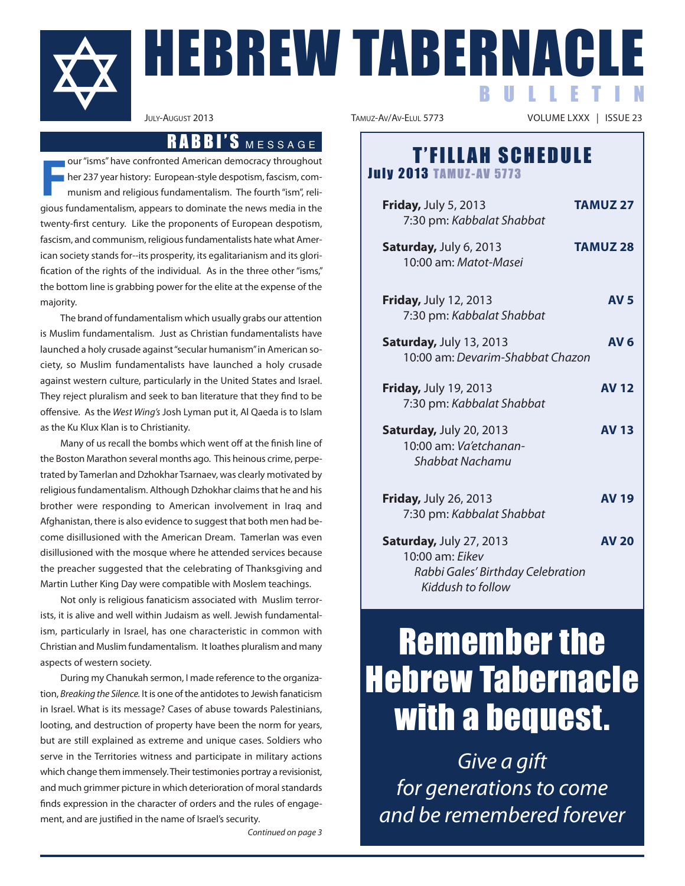# HEBREW TABERNACLE BULLETIN

July-August 2013 | Tamuz-Av/Av-Elul 5773 | VOLUME LXXX | ISSUE 23

## RABBI'S MESSAGE

Four "isms" have confronted American democracy throughout her 237 year history: European-style despotism, fascism, communism and religious fundamentalism. The fourth "ism", religious fundamentalism, appears to dominate the news media in the twenty-first century. Like the proponents of European despotism, fascism, and communism, religious fundamentalists hate what American society stands for--its prosperity, its egalitarianism and its glorification of the rights of the individual. As in the three other "isms," the bottom line is grabbing power for the elite at the expense of the majority.

The brand of fundamentalism which usually grabs our attention is Muslim fundamentalism. Just as Christian fundamentalists have launched a holy crusade against "secular humanism" in American society, so Muslim fundamentalists have launched a holy crusade against western culture, particularly in the United States and Israel. They reject pluralism and seek to ban literature that they find to be offensive. As the *West Wing's* Josh Lyman put it, Al Qaeda is to Islam as the Ku Klux Klan is to Christianity.

Many of us recall the bombs which went off at the finish line of the Boston Marathon several months ago. This heinous crime, perpetrated by Tamerlan and Dzhokhar Tsarnaev, was clearly motivated by religious fundamentalism. Although Dzhokhar claims that he and his brother were responding to American involvement in Iraq and Afghanistan, there is also evidence to suggest that both men had become disillusioned with the American Dream. Tamerlan was even disillusioned with the mosque where he attended services because the preacher suggested that the celebrating of Thanksgiving and Martin Luther King Day were compatible with Moslem teachings.

Not only is religious fanaticism associated with Muslim terrorists, it is alive and well within Judaism as well. Jewish fundamentalism, particularly in Israel, has one characteristic in common with Christian and Muslim fundamentalism. It loathes pluralism and many aspects of western society.

During my Chanukah sermon, I made reference to the organization, *Breaking the Silence.* It is one of the antidotes to Jewish fanaticism in Israel. What is its message? Cases of abuse towards Palestinians, looting, and destruction of property have been the norm for years, but are still explained as extreme and unique cases. Soldiers who serve in the Territories witness and participate in military actions which change them immensely. Their testimonies portray a revisionist, and much grimmer picture in which deterioration of moral standards finds expression in the character of orders and the rules of engagement, and are justified in the name of Israel's security.

*Continued on page 3*

## T'FILLAH SCHEDULE

### July 2013 TAMUZ-AV 5773

**Friday,** July 5, 2013 — **TAMUZ 27**
7:30 pm: *Kabbalat Shabbat*

**Saturday,** July 6, 2013 — **TAMUZ 28**
10:00 am: *Matot-Masei*

**Friday,** July 12, 2013 — **AV 5**
7:30 pm: *Kabbalat Shabbat*

**Saturday,** July 13, 2013 — **AV 6**
10:00 am: *Devarim-Shabbat Chazon*

**Friday,** July 19, 2013 — **AV 12**
7:30 pm: *Kabbalat Shabbat*

**Saturday,** July 20, 2013 — **AV 13**
10:00 am: *Va'etchanan-Shabbat Nachamu*

**Friday,** July 26, 2013 — **AV 19**
7:30 pm: *Kabbalat Shabbat*

**Saturday,** July 27, 2013 — **AV 20**
10:00 am: *Eikev*
*Rabbi Gales' Birthday Celebration*
*Kiddush to follow*

## Remember the Hebrew Tabernacle with a bequest.

*Give a gift for generations to come and be remembered forever*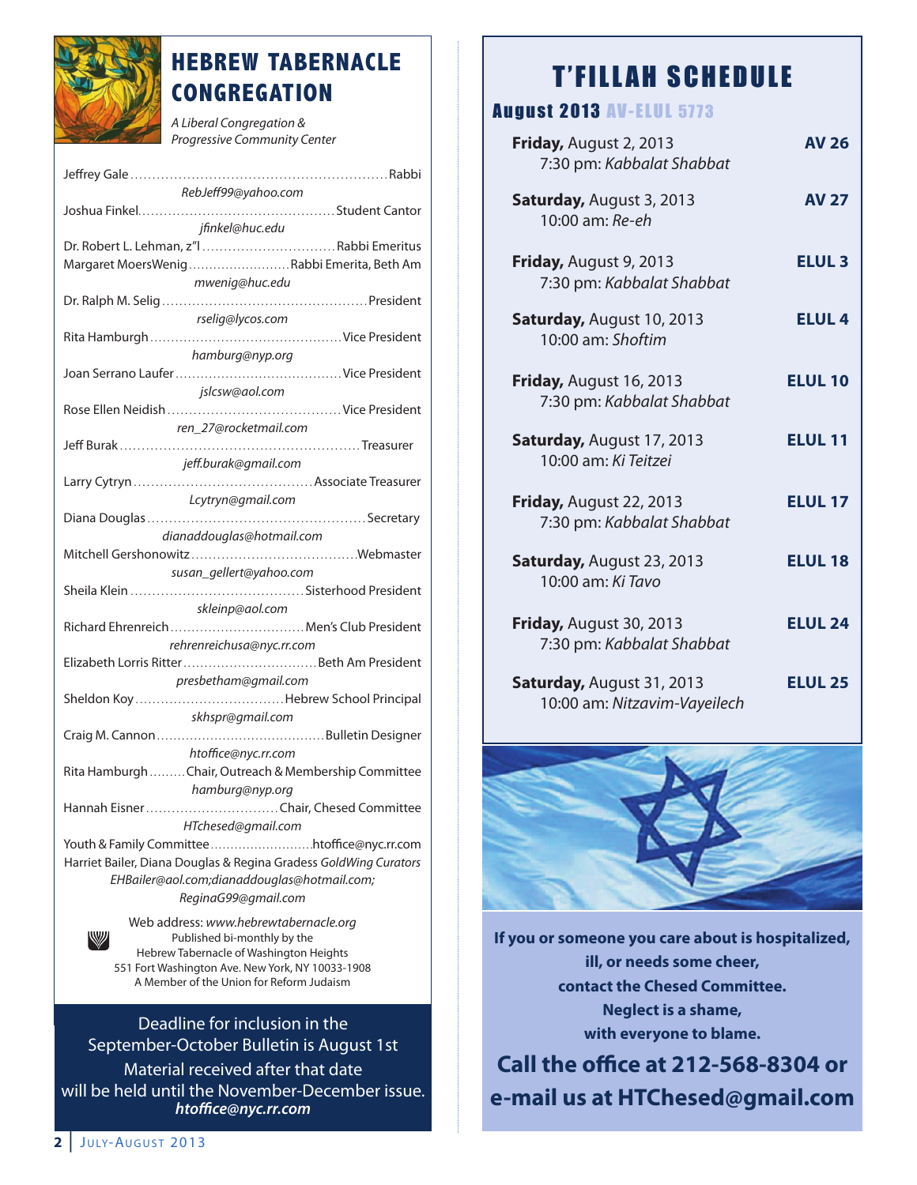# HEBREW TABERNACLE CONGREGATION

*A Liberal Congregation & Progressive Community Center*

Jeffrey Gale .......... Rabbi
*RebJeff99@yahoo.com*

Joshua Finkel .......... Student Cantor
*jfinkel@huc.edu*

Dr. Robert L. Lehman, z"l .......... Rabbi Emeritus

Margaret MoersWenig .......... Rabbi Emerita, Beth Am
*mwenig@huc.edu*

Dr. Ralph M. Selig .......... President
*rselig@lycos.com*

Rita Hamburgh .......... Vice President
*hamburg@nyp.org*

Joan Serrano Laufer .......... Vice President
*jslcsw@aol.com*

Rose Ellen Neidish .......... Vice President
*ren_27@rocketmail.com*

Jeff Burak .......... Treasurer
*jeff.burak@gmail.com*

Larry Cytryn .......... Associate Treasurer
*Lcytryn@gmail.com*

Diana Douglas .......... Secretary
*dianaddouglas@hotmail.com*

Mitchell Gershonowitz .......... Webmaster
*susan_gellert@yahoo.com*

Sheila Klein .......... Sisterhood President
*skleinp@aol.com*

Richard Ehrenreich .......... Men's Club President
*rehrenreichusa@nyc.rr.com*

Elizabeth Lorris Ritter .......... Beth Am President
*presbetham@gmail.com*

Sheldon Koy .......... Hebrew School Principal
*skhspr@gmail.com*

Craig M. Cannon .......... Bulletin Designer
*htoffice@nyc.rr.com*

Rita Hamburgh .......... Chair, Outreach & Membership Committee
*hamburg@nyp.org*

Hannah Eisner .......... Chair, Chesed Committee
*HTchesed@gmail.com*

Youth & Family Committee .......... htoffice@nyc.rr.com

Harriet Bailer, Diana Douglas & Regina Gradess *GoldWing Curators*
*EHBailer@aol.com;dianaddouglas@hotmail.com; ReginaG99@gmail.com*

Web address: *www.hebrewtabernacle.org*
Published bi-monthly by the
Hebrew Tabernacle of Washington Heights
551 Fort Washington Ave. New York, NY 10033-1908
A Member of the Union for Reform Judaism

Deadline for inclusion in the September-October Bulletin is August 1st
Material received after that date will be held until the November-December issue.
***htoffice@nyc.rr.com***

# T'FILLAH SCHEDULE

## August 2013 AV-ELUL 5773

| Date | Hebrew Date |
|---|---|
| **Friday,** August 2, 2013 — 7:30 pm: *Kabbalat Shabbat* | **AV 26** |
| **Saturday,** August 3, 2013 — 10:00 am: *Re-eh* | **AV 27** |
| **Friday,** August 9, 2013 — 7:30 pm: *Kabbalat Shabbat* | **ELUL 3** |
| **Saturday,** August 10, 2013 — 10:00 am: *Shoftim* | **ELUL 4** |
| **Friday,** August 16, 2013 — 7:30 pm: *Kabbalat Shabbat* | **ELUL 10** |
| **Saturday,** August 17, 2013 — 10:00 am: *Ki Teitzei* | **ELUL 11** |
| **Friday,** August 22, 2013 — 7:30 pm: *Kabbalat Shabbat* | **ELUL 17** |
| **Saturday,** August 23, 2013 — 10:00 am: *Ki Tavo* | **ELUL 18** |
| **Friday,** August 30, 2013 — 7:30 pm: *Kabbalat Shabbat* | **ELUL 24** |
| **Saturday,** August 31, 2013 — 10:00 am: *Nitzavim-Vayeilech* | **ELUL 25** |

**If you or someone you care about is hospitalized, ill, or needs some cheer, contact the Chesed Committee. Neglect is a shame, with everyone to blame.**

**Call the office at 212-568-8304 or e-mail us at HTChesed@gmail.com**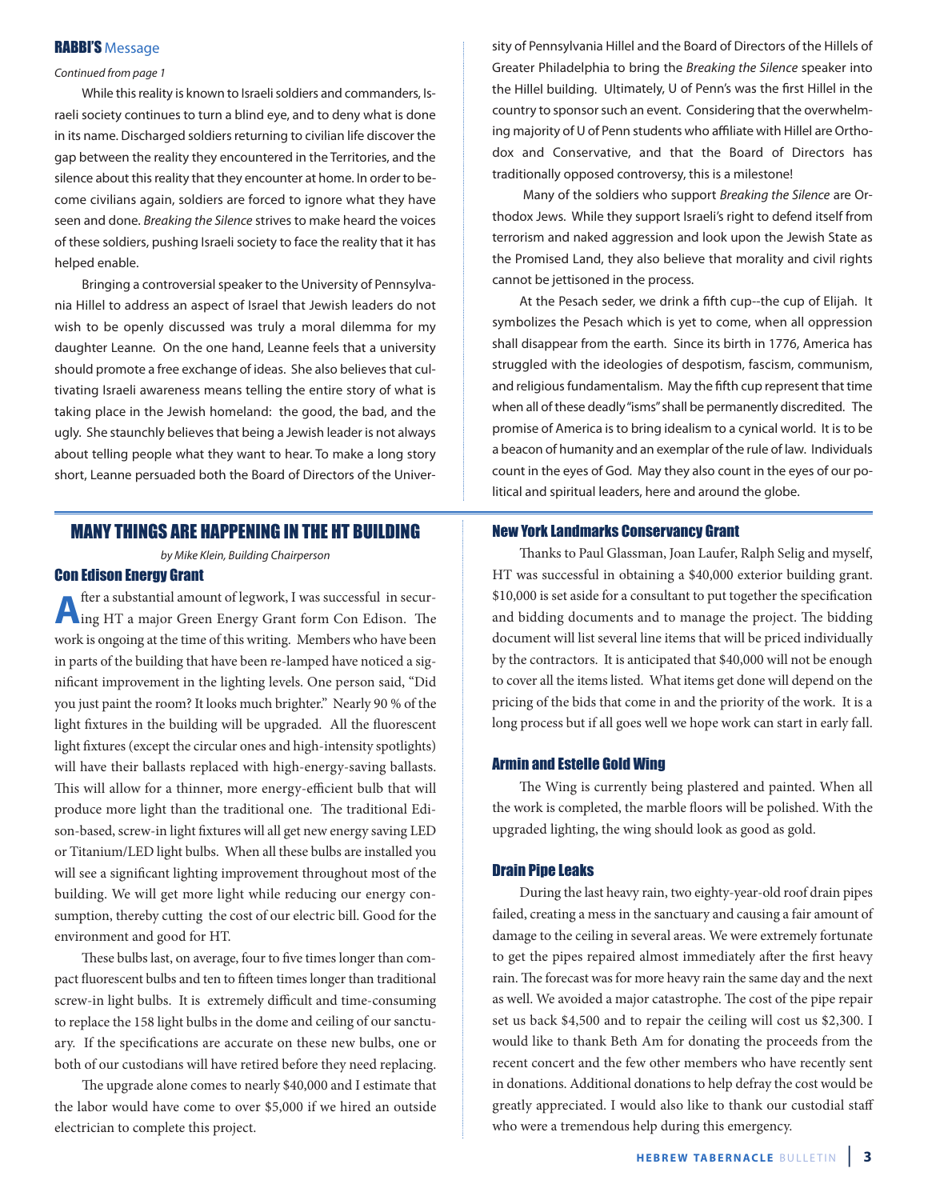## RABBI'S Message

*Continued from page 1*

While this reality is known to Israeli soldiers and commanders, Israeli society continues to turn a blind eye, and to deny what is done in its name. Discharged soldiers returning to civilian life discover the gap between the reality they encountered in the Territories, and the silence about this reality that they encounter at home. In order to become civilians again, soldiers are forced to ignore what they have seen and done. *Breaking the Silence* strives to make heard the voices of these soldiers, pushing Israeli society to face the reality that it has helped enable.

Bringing a controversial speaker to the University of Pennsylvania Hillel to address an aspect of Israel that Jewish leaders do not wish to be openly discussed was truly a moral dilemma for my daughter Leanne. On the one hand, Leanne feels that a university should promote a free exchange of ideas. She also believes that cultivating Israeli awareness means telling the entire story of what is taking place in the Jewish homeland: the good, the bad, and the ugly. She staunchly believes that being a Jewish leader is not always about telling people what they want to hear. To make a long story short, Leanne persuaded both the Board of Directors of the University of Pennsylvania Hillel and the Board of Directors of the Hillels of Greater Philadelphia to bring the *Breaking the Silence* speaker into the Hillel building. Ultimately, U of Penn's was the first Hillel in the country to sponsor such an event. Considering that the overwhelming majority of U of Penn students who affiliate with Hillel are Orthodox and Conservative, and that the Board of Directors has traditionally opposed controversy, this is a milestone!

Many of the soldiers who support *Breaking the Silence* are Orthodox Jews. While they support Israeli's right to defend itself from terrorism and naked aggression and look upon the Jewish State as the Promised Land, they also believe that morality and civil rights cannot be jettisoned in the process.

At the Pesach seder, we drink a fifth cup--the cup of Elijah. It symbolizes the Pesach which is yet to come, when all oppression shall disappear from the earth. Since its birth in 1776, America has struggled with the ideologies of despotism, fascism, communism, and religious fundamentalism. May the fifth cup represent that time when all of these deadly "isms" shall be permanently discredited. The promise of America is to bring idealism to a cynical world. It is to be a beacon of humanity and an exemplar of the rule of law. Individuals count in the eyes of God. May they also count in the eyes of our political and spiritual leaders, here and around the globe.

## MANY THINGS ARE HAPPENING IN THE HT BUILDING

*by Mike Klein, Building Chairperson*

### Con Edison Energy Grant

After a substantial amount of legwork, I was successful in securing HT a major Green Energy Grant form Con Edison. The work is ongoing at the time of this writing. Members who have been in parts of the building that have been re-lamped have noticed a significant improvement in the lighting levels. One person said, "Did you just paint the room? It looks much brighter." Nearly 90 % of the light fixtures in the building will be upgraded. All the fluorescent light fixtures (except the circular ones and high-intensity spotlights) will have their ballasts replaced with high-energy-saving ballasts. This will allow for a thinner, more energy-efficient bulb that will produce more light than the traditional one. The traditional Edison-based, screw-in light fixtures will all get new energy saving LED or Titanium/LED light bulbs. When all these bulbs are installed you will see a significant lighting improvement throughout most of the building. We will get more light while reducing our energy consumption, thereby cutting the cost of our electric bill. Good for the environment and good for HT.

These bulbs last, on average, four to five times longer than compact fluorescent bulbs and ten to fifteen times longer than traditional screw-in light bulbs. It is extremely difficult and time-consuming to replace the 158 light bulbs in the dome and ceiling of our sanctuary. If the specifications are accurate on these new bulbs, one or both of our custodians will have retired before they need replacing.

The upgrade alone comes to nearly $40,000 and I estimate that the labor would have come to over $5,000 if we hired an outside electrician to complete this project.

### New York Landmarks Conservancy Grant

Thanks to Paul Glassman, Joan Laufer, Ralph Selig and myself, HT was successful in obtaining a $40,000 exterior building grant. $10,000 is set aside for a consultant to put together the specification and bidding documents and to manage the project. The bidding document will list several line items that will be priced individually by the contractors. It is anticipated that $40,000 will not be enough to cover all the items listed. What items get done will depend on the pricing of the bids that come in and the priority of the work. It is a long process but if all goes well we hope work can start in early fall.

### Armin and Estelle Gold Wing

The Wing is currently being plastered and painted. When all the work is completed, the marble floors will be polished. With the upgraded lighting, the wing should look as good as gold.

### Drain Pipe Leaks

During the last heavy rain, two eighty-year-old roof drain pipes failed, creating a mess in the sanctuary and causing a fair amount of damage to the ceiling in several areas. We were extremely fortunate to get the pipes repaired almost immediately after the first heavy rain. The forecast was for more heavy rain the same day and the next as well. We avoided a major catastrophe. The cost of the pipe repair set us back $4,500 and to repair the ceiling will cost us $2,300. I would like to thank Beth Am for donating the proceeds from the recent concert and the few other members who have recently sent in donations. Additional donations to help defray the cost would be greatly appreciated. I would also like to thank our custodial staff who were a tremendous help during this emergency.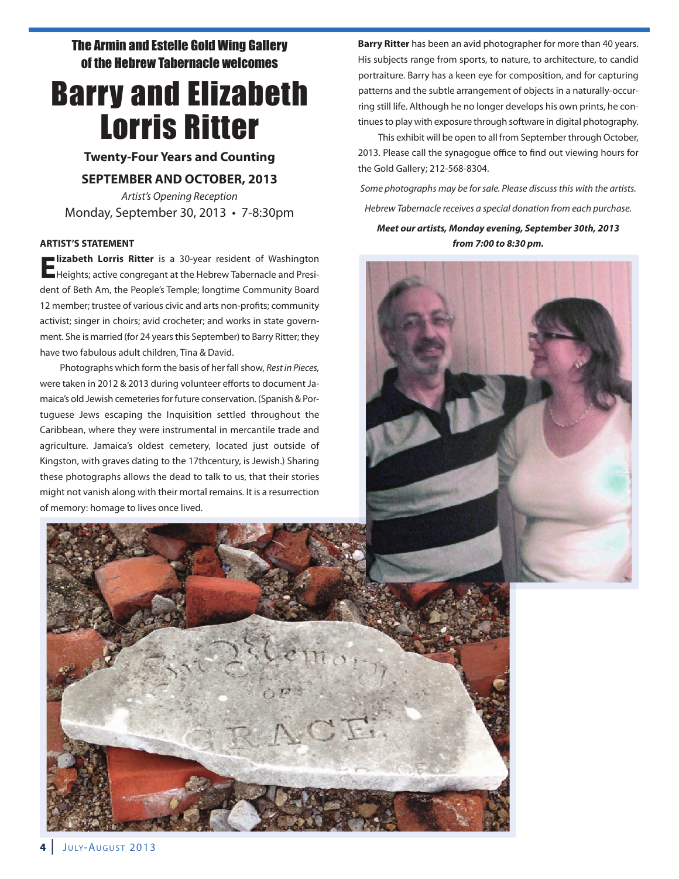The Armin and Estelle Gold Wing Gallery of the Hebrew Tabernacle welcomes

# Barry and Elizabeth Lorris Ritter

### Twenty-Four Years and Counting

### SEPTEMBER AND OCTOBER, 2013

*Artist's Opening Reception*

Monday, September 30, 2013 • 7-8:30pm

**ARTIST'S STATEMENT**

**Elizabeth Lorris Ritter** is a 30-year resident of Washington Heights; active congregant at the Hebrew Tabernacle and President of Beth Am, the People's Temple; longtime Community Board 12 member; trustee of various civic and arts non-profits; community activist; singer in choirs; avid crocheter; and works in state government. She is married (for 24 years this September) to Barry Ritter; they have two fabulous adult children, Tina & David.

Photographs which form the basis of her fall show, *Rest in Pieces,* were taken in 2012 & 2013 during volunteer efforts to document Jamaica's old Jewish cemeteries for future conservation. (Spanish & Portuguese Jews escaping the Inquisition settled throughout the Caribbean, where they were instrumental in mercantile trade and agriculture. Jamaica's oldest cemetery, located just outside of Kingston, with graves dating to the 17thcentury, is Jewish.) Sharing these photographs allows the dead to talk to us, that their stories might not vanish along with their mortal remains. It is a resurrection of memory: homage to lives once lived.

**Barry Ritter** has been an avid photographer for more than 40 years. His subjects range from sports, to nature, to architecture, to candid portraiture. Barry has a keen eye for composition, and for capturing patterns and the subtle arrangement of objects in a naturally-occurring still life. Although he no longer develops his own prints, he continues to play with exposure through software in digital photography.

This exhibit will be open to all from September through October, 2013. Please call the synagogue office to find out viewing hours for the Gold Gallery; 212-568-8304.

*Some photographs may be for sale. Please discuss this with the artists.*

*Hebrew Tabernacle receives a special donation from each purchase.*

***Meet our artists, Monday evening, September 30th, 2013 from 7:00 to 8:30 pm.***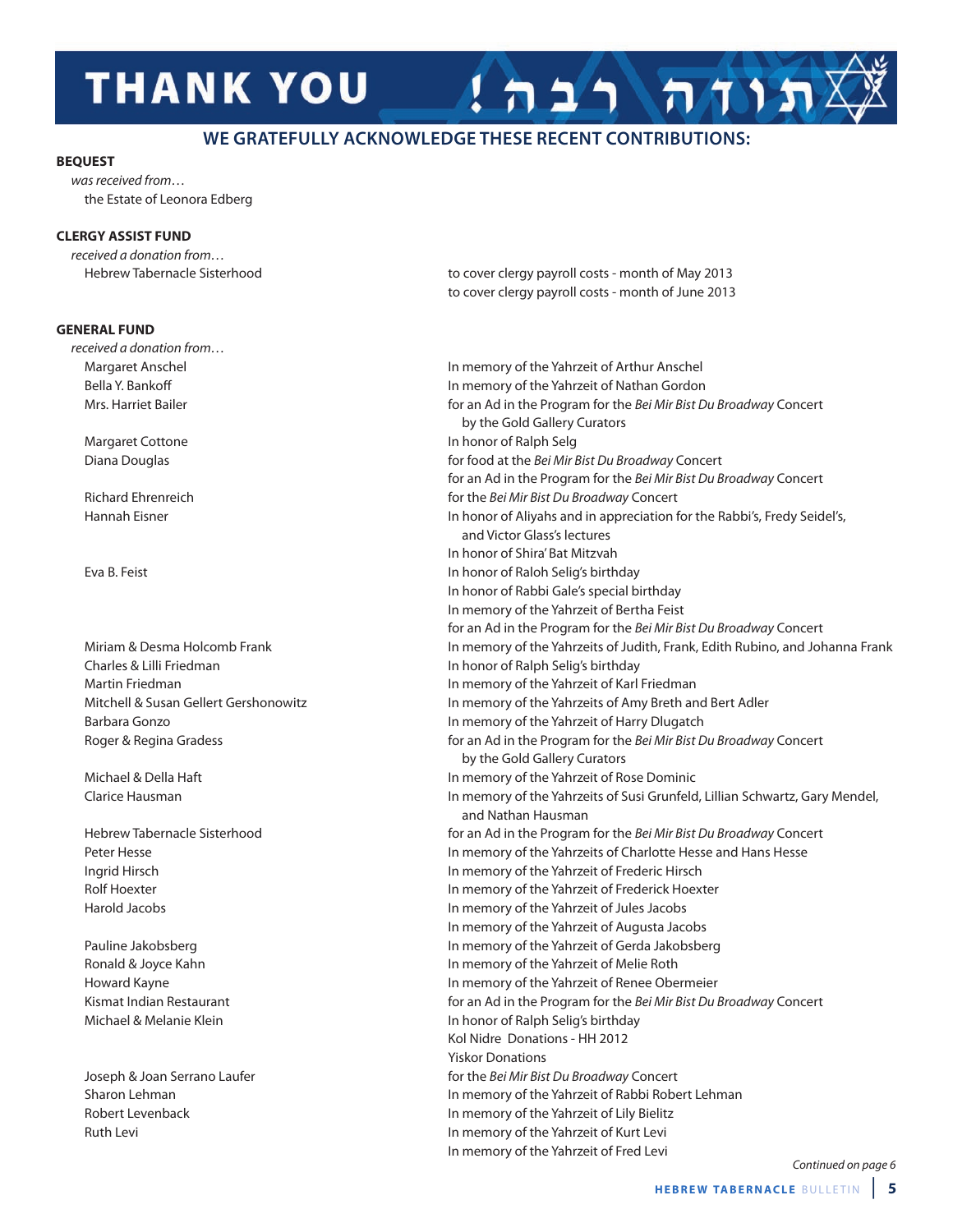# THANK YOU !תודה רבה

## WE GRATEFULLY ACKNOWLEDGE THESE RECENT CONTRIBUTIONS:

**BEQUEST**

*was received from…*

the Estate of Leonora Edberg

**CLERGY ASSIST FUND**

*received a donation from…*

| Donor | Purpose |
|---|---|
| Hebrew Tabernacle Sisterhood | to cover clergy payroll costs - month of May 2013 |
| | to cover clergy payroll costs - month of June 2013 |

**GENERAL FUND**

*received a donation from…*

| Donor | Purpose |
|---|---|
| Margaret Anschel | In memory of the Yahrzeit of Arthur Anschel |
| Bella Y. Bankoff | In memory of the Yahrzeit of Nathan Gordon |
| Mrs. Harriet Bailer | for an Ad in the Program for the *Bei Mir Bist Du Broadway* Concert by the Gold Gallery Curators |
| Margaret Cottone | In honor of Ralph Selg |
| Diana Douglas | for food at the *Bei Mir Bist Du Broadway* Concert |
| | for an Ad in the Program for the *Bei Mir Bist Du Broadway* Concert |
| Richard Ehrenreich | for the *Bei Mir Bist Du Broadway* Concert |
| Hannah Eisner | In honor of Aliyahs and in appreciation for the Rabbi's, Fredy Seidel's, and Victor Glass's lectures |
| | In honor of Shira' Bat Mitzvah |
| Eva B. Feist | In honor of Raloh Selig's birthday |
| | In honor of Rabbi Gale's special birthday |
| | In memory of the Yahrzeit of Bertha Feist |
| | for an Ad in the Program for the *Bei Mir Bist Du Broadway* Concert |
| Miriam & Desma Holcomb Frank | In memory of the Yahrzeits of Judith, Frank, Edith Rubino, and Johanna Frank |
| Charles & Lilli Friedman | In honor of Ralph Selig's birthday |
| Martin Friedman | In memory of the Yahrzeit of Karl Friedman |
| Mitchell & Susan Gellert Gershonowitz | In memory of the Yahrzeits of Amy Breth and Bert Adler |
| Barbara Gonzo | In memory of the Yahrzeit of Harry Dlugatch |
| Roger & Regina Gradess | for an Ad in the Program for the *Bei Mir Bist Du Broadway* Concert by the Gold Gallery Curators |
| Michael & Della Haft | In memory of the Yahrzeit of Rose Dominic |
| Clarice Hausman | In memory of the Yahrzeits of Susi Grunfeld, Lillian Schwartz, Gary Mendel, and Nathan Hausman |
| Hebrew Tabernacle Sisterhood | for an Ad in the Program for the *Bei Mir Bist Du Broadway* Concert |
| Peter Hesse | In memory of the Yahrzeits of Charlotte Hesse and Hans Hesse |
| Ingrid Hirsch | In memory of the Yahrzeit of Frederic Hirsch |
| Rolf Hoexter | In memory of the Yahrzeit of Frederick Hoexter |
| Harold Jacobs | In memory of the Yahrzeit of Jules Jacobs |
| | In memory of the Yahrzeit of Augusta Jacobs |
| Pauline Jakobsberg | In memory of the Yahrzeit of Gerda Jakobsberg |
| Ronald & Joyce Kahn | In memory of the Yahrzeit of Melie Roth |
| Howard Kayne | In memory of the Yahrzeit of Renee Obermeier |
| Kismat Indian Restaurant | for an Ad in the Program for the *Bei Mir Bist Du Broadway* Concert |
| Michael & Melanie Klein | In honor of Ralph Selig's birthday |
| | Kol Nidre Donations - HH 2012 |
| | Yiskor Donations |
| Joseph & Joan Serrano Laufer | for the *Bei Mir Bist Du Broadway* Concert |
| Sharon Lehman | In memory of the Yahrzeit of Rabbi Robert Lehman |
| Robert Levenback | In memory of the Yahrzeit of Lily Bielitz |
| Ruth Levi | In memory of the Yahrzeit of Kurt Levi |
| | In memory of the Yahrzeit of Fred Levi |

*Continued on page 6*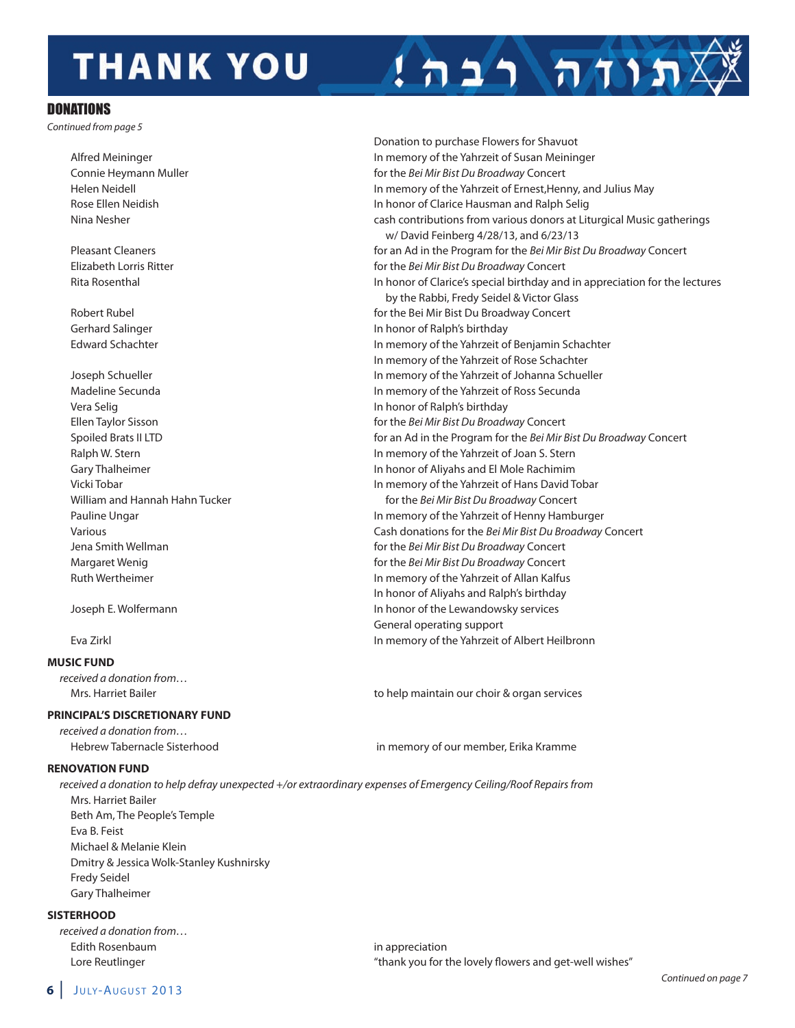# THANK YOU תודה רבה!

## DONATIONS

*Continued from page 5*

| Donor | Purpose |
| --- | --- |
| | Donation to purchase Flowers for Shavuot |
| Alfred Meininger | In memory of the Yahrzeit of Susan Meininger |
| Connie Heymann Muller | for the *Bei Mir Bist Du Broadway* Concert |
| Helen Neidell | In memory of the Yahrzeit of Ernest,Henny, and Julius May |
| Rose Ellen Neidish | In honor of Clarice Hausman and Ralph Selig |
| Nina Nesher | cash contributions from various donors at Liturgical Music gatherings w/ David Feinberg 4/28/13, and 6/23/13 |
| Pleasant Cleaners | for an Ad in the Program for the *Bei Mir Bist Du Broadway* Concert |
| Elizabeth Lorris Ritter | for the *Bei Mir Bist Du Broadway* Concert |
| Rita Rosenthal | In honor of Clarice's special birthday and in appreciation for the lectures by the Rabbi, Fredy Seidel & Victor Glass |
| Robert Rubel | for the Bei Mir Bist Du Broadway Concert |
| Gerhard Salinger | In honor of Ralph's birthday |
| Edward Schachter | In memory of the Yahrzeit of Benjamin Schachter<br>In memory of the Yahrzeit of Rose Schachter |
| Joseph Schueller | In memory of the Yahrzeit of Johanna Schueller |
| Madeline Secunda | In memory of the Yahrzeit of Ross Secunda |
| Vera Selig | In honor of Ralph's birthday |
| Ellen Taylor Sisson | for the *Bei Mir Bist Du Broadway* Concert |
| Spoiled Brats II LTD | for an Ad in the Program for the *Bei Mir Bist Du Broadway* Concert |
| Ralph W. Stern | In memory of the Yahrzeit of Joan S. Stern |
| Gary Thalheimer | In honor of Aliyahs and El Mole Rachimim |
| Vicki Tobar | In memory of the Yahrzeit of Hans David Tobar |
| William and Hannah Hahn Tucker | for the *Bei Mir Bist Du Broadway* Concert |
| Pauline Ungar | In memory of the Yahrzeit of Henny Hamburger |
| Various | Cash donations for the *Bei Mir Bist Du Broadway* Concert |
| Jena Smith Wellman | for the *Bei Mir Bist Du Broadway* Concert |
| Margaret Wenig | for the *Bei Mir Bist Du Broadway* Concert |
| Ruth Wertheimer | In memory of the Yahrzeit of Allan Kalfus<br>In honor of Aliyahs and Ralph's birthday |
| Joseph E. Wolfermann | In honor of the Lewandowsky services<br>General operating support |
| Eva Zirkl | In memory of the Yahrzeit of Albert Heilbronn |

### MUSIC FUND

*received a donation from…*

| Donor | Purpose |
| --- | --- |
| Mrs. Harriet Bailer | to help maintain our choir & organ services |

### PRINCIPAL'S DISCRETIONARY FUND

*received a donation from…*

| Donor | Purpose |
| --- | --- |
| Hebrew Tabernacle Sisterhood | in memory of our member, Erika Kramme |

### RENOVATION FUND

*received a donation to help defray unexpected +/or extraordinary expenses of Emergency Ceiling/Roof Repairs from*

Mrs. Harriet Bailer
Beth Am, The People's Temple
Eva B. Feist
Michael & Melanie Klein
Dmitry & Jessica Wolk-Stanley Kushnirsky
Fredy Seidel
Gary Thalheimer

### SISTERHOOD

*received a donation from…*

| Donor | Purpose |
| --- | --- |
| Edith Rosenbaum | in appreciation |
| Lore Reutlinger | "thank you for the lovely flowers and get-well wishes" |

*Continued on page 7*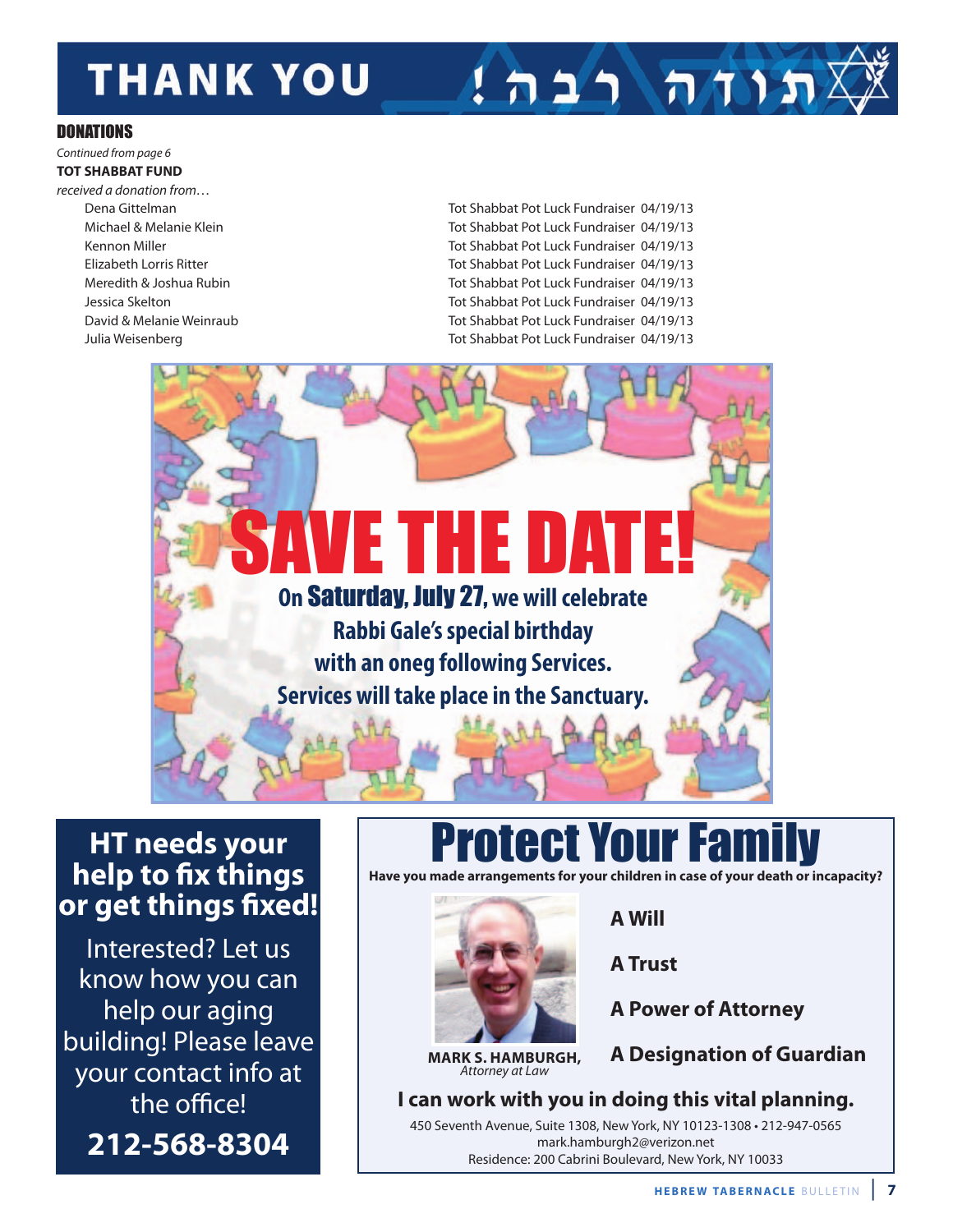# THANK YOU תודה רבה!

## DONATIONS

*Continued from page 6*

**TOT SHABBAT FUND**

*received a donation from…*

| Donor | Occasion |
|---|---|
| Dena Gittelman | Tot Shabbat Pot Luck Fundraiser 04/19/13 |
| Michael & Melanie Klein | Tot Shabbat Pot Luck Fundraiser 04/19/13 |
| Kennon Miller | Tot Shabbat Pot Luck Fundraiser 04/19/13 |
| Elizabeth Lorris Ritter | Tot Shabbat Pot Luck Fundraiser 04/19/13 |
| Meredith & Joshua Rubin | Tot Shabbat Pot Luck Fundraiser 04/19/13 |
| Jessica Skelton | Tot Shabbat Pot Luck Fundraiser 04/19/13 |
| David & Melanie Weinraub | Tot Shabbat Pot Luck Fundraiser 04/19/13 |
| Julia Weisenberg | Tot Shabbat Pot Luck Fundraiser 04/19/13 |

# SAVE THE DATE!

**On Saturday, July 27, we will celebrate Rabbi Gale's special birthday with an oneg following Services. Services will take place in the Sanctuary.**

## HT needs your help to fix things or get things fixed!

Interested? Let us know how you can help our aging building! Please leave your contact info at the office!

**212-568-8304**

# Protect Your Family

**Have you made arrangements for your children in case of your death or incapacity?**

**MARK S. HAMBURGH,**
*Attorney at Law*

**A Will**

**A Trust**

**A Power of Attorney**

**A Designation of Guardian**

**I can work with you in doing this vital planning.**

450 Seventh Avenue, Suite 1308, New York, NY 10123-1308 • 212-947-0565
mark.hamburgh2@verizon.net
Residence: 200 Cabrini Boulevard, New York, NY 10033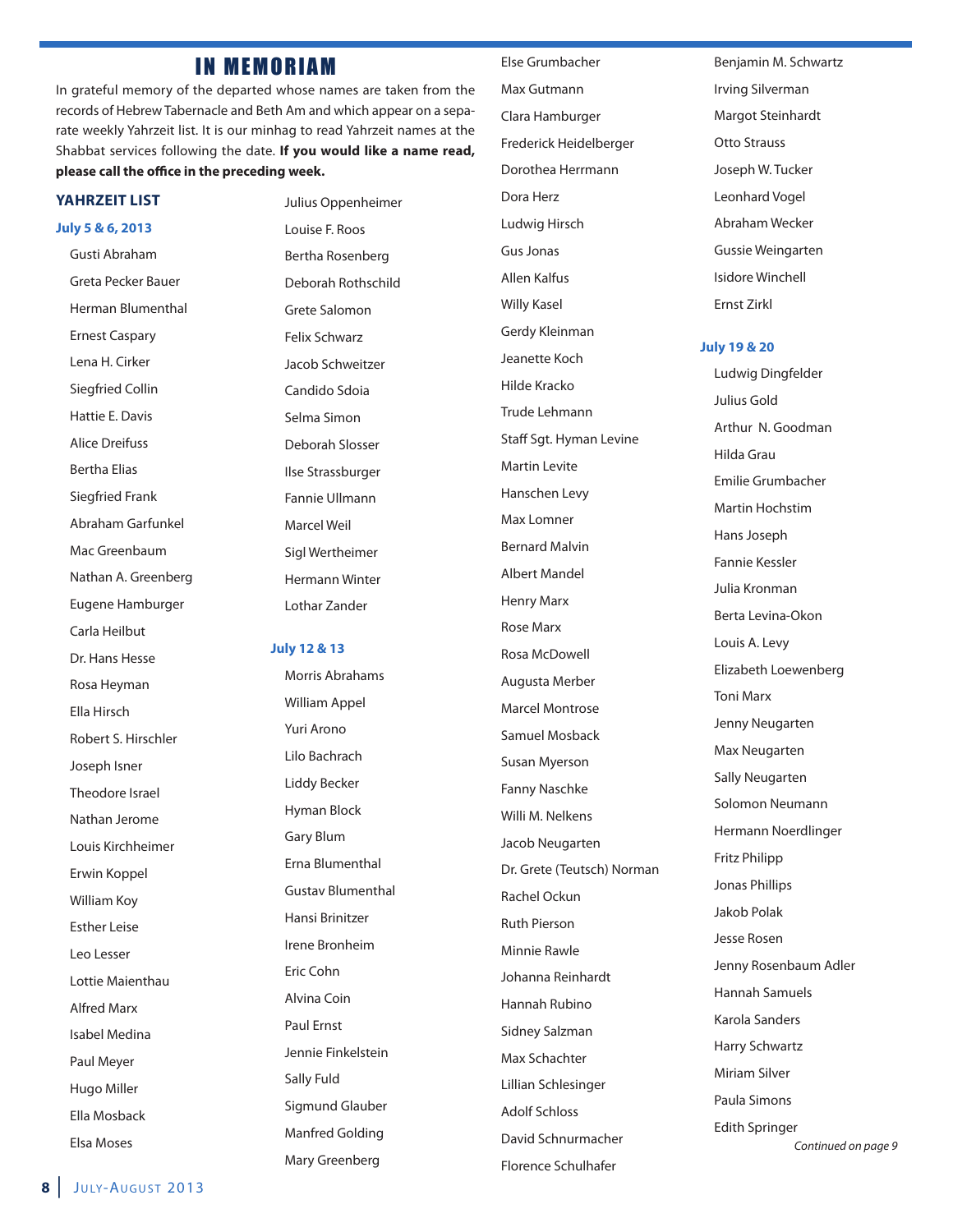# IN MEMORIAM

In grateful memory of the departed whose names are taken from the records of Hebrew Tabernacle and Beth Am and which appear on a separate weekly Yahrzeit list. It is our minhag to read Yahrzeit names at the Shabbat services following the date. **If you would like a name read, please call the office in the preceding week.**

## YAHRZEIT LIST

### July 5 & 6, 2013

Gusti Abraham
Greta Pecker Bauer
Herman Blumenthal
Ernest Caspary
Lena H. Cirker
Siegfried Collin
Hattie E. Davis
Alice Dreifuss
Bertha Elias
Siegfried Frank
Abraham Garfunkel
Mac Greenbaum
Nathan A. Greenberg
Eugene Hamburger
Carla Heilbut
Dr. Hans Hesse
Rosa Heyman
Ella Hirsch
Robert S. Hirschler
Joseph Isner
Theodore Israel
Nathan Jerome
Louis Kirchheimer
Erwin Koppel
William Koy
Esther Leise
Leo Lesser
Lottie Maienthau
Alfred Marx
Isabel Medina
Paul Meyer
Hugo Miller
Ella Mosback
Elsa Moses
Julius Oppenheimer
Louise F. Roos
Bertha Rosenberg
Deborah Rothschild
Grete Salomon
Felix Schwarz
Jacob Schweitzer
Candido Sdoia
Selma Simon
Deborah Slosser
Ilse Strassburger
Fannie Ullmann
Marcel Weil
Sigl Wertheimer
Hermann Winter
Lothar Zander

### July 12 & 13

Morris Abrahams
William Appel
Yuri Arono
Lilo Bachrach
Liddy Becker
Hyman Block
Gary Blum
Erna Blumenthal
Gustav Blumenthal
Hansi Brinitzer
Irene Bronheim
Eric Cohn
Alvina Coin
Paul Ernst
Jennie Finkelstein
Sally Fuld
Sigmund Glauber
Manfred Golding
Mary Greenberg
Else Grumbacher
Max Gutmann
Clara Hamburger
Frederick Heidelberger
Dorothea Herrmann
Dora Herz
Ludwig Hirsch
Gus Jonas
Allen Kalfus
Willy Kasel
Gerdy Kleinman
Jeanette Koch
Hilde Kracko
Trude Lehmann
Staff Sgt. Hyman Levine
Martin Levite
Hanschen Levy
Max Lomner
Bernard Malvin
Albert Mandel
Henry Marx
Rose Marx
Rosa McDowell
Augusta Merber
Marcel Montrose
Samuel Mosback
Susan Myerson
Fanny Naschke
Willi M. Nelkens
Jacob Neugarten
Dr. Grete (Teutsch) Norman
Rachel Ockun
Ruth Pierson
Minnie Rawle
Johanna Reinhardt
Hannah Rubino
Sidney Salzman
Max Schachter
Lillian Schlesinger
Adolf Schloss
David Schnurmacher
Florence Schulhafer
Benjamin M. Schwartz
Irving Silverman
Margot Steinhardt
Otto Strauss
Joseph W. Tucker
Leonhard Vogel
Abraham Wecker
Gussie Weingarten
Isidore Winchell
Ernst Zirkl

### July 19 & 20

Ludwig Dingfelder
Julius Gold
Arthur N. Goodman
Hilda Grau
Emilie Grumbacher
Martin Hochstim
Hans Joseph
Fannie Kessler
Julia Kronman
Berta Levina-Okon
Louis A. Levy
Elizabeth Loewenberg
Toni Marx
Jenny Neugarten
Max Neugarten
Sally Neugarten
Solomon Neumann
Hermann Noerdlinger
Fritz Philipp
Jonas Phillips
Jakob Polak
Jesse Rosen
Jenny Rosenbaum Adler
Hannah Samuels
Karola Sanders
Harry Schwartz
Miriam Silver
Paula Simons
Edith Springer

*Continued on page 9*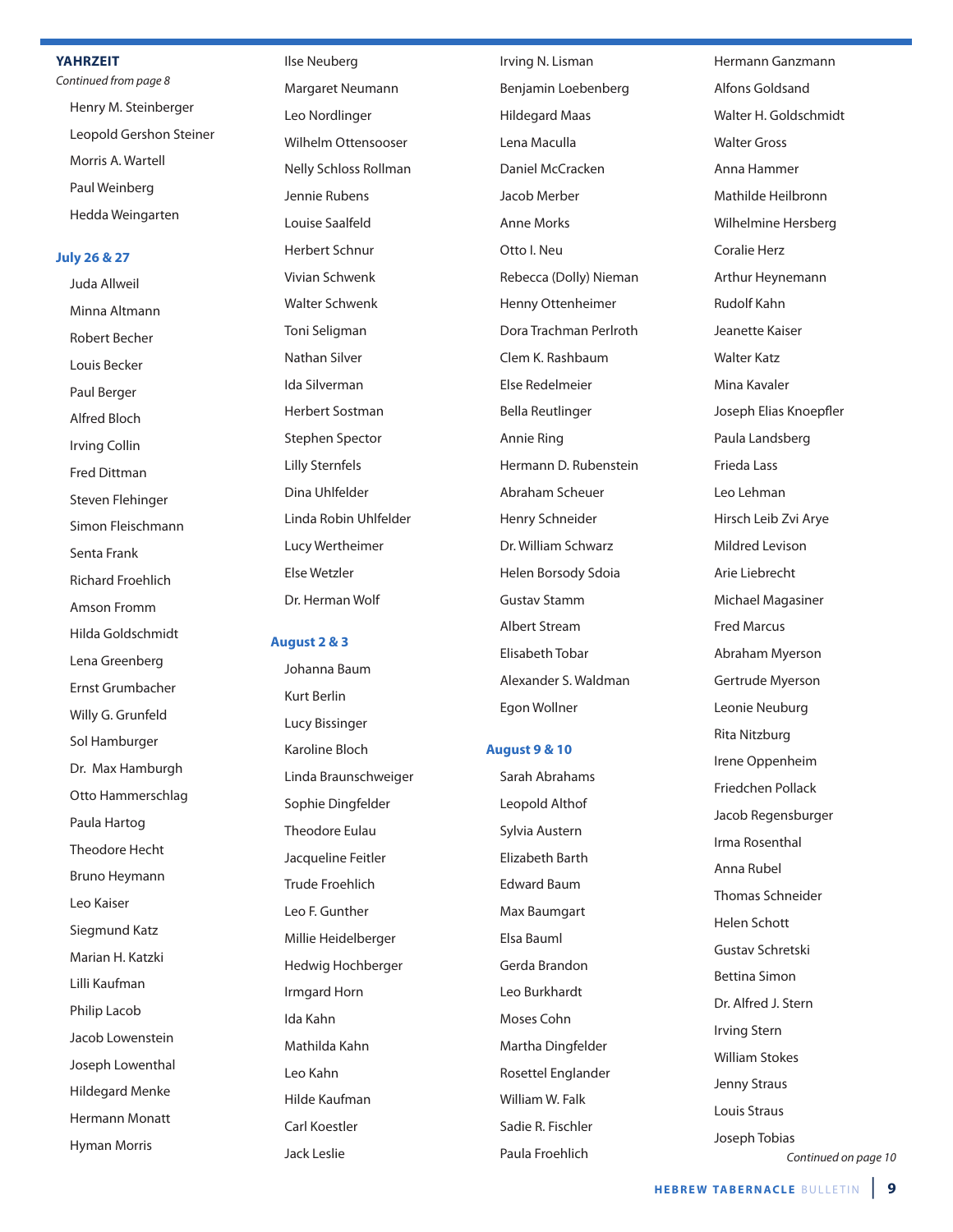## YAHRZEIT

*Continued from page 8*

Henry M. Steinberger
Leopold Gershon Steiner
Morris A. Wartell
Paul Weinberg
Hedda Weingarten

### July 26 & 27

Juda Allweil
Minna Altmann
Robert Becher
Louis Becker
Paul Berger
Alfred Bloch
Irving Collin
Fred Dittman
Steven Flehinger
Simon Fleischmann
Senta Frank
Richard Froehlich
Amson Fromm
Hilda Goldschmidt
Lena Greenberg
Ernst Grumbacher
Willy G. Grunfeld
Sol Hamburger
Dr. Max Hamburgh
Otto Hammerschlag
Paula Hartog
Theodore Hecht
Bruno Heymann
Leo Kaiser
Siegmund Katz
Marian H. Katzki
Lilli Kaufman
Philip Lacob
Jacob Lowenstein
Joseph Lowenthal
Hildegard Menke
Hermann Monatt
Hyman Morris
Ilse Neuberg
Margaret Neumann
Leo Nordlinger
Wilhelm Ottensooser
Nelly Schloss Rollman
Jennie Rubens
Louise Saalfeld
Herbert Schnur
Vivian Schwenk
Walter Schwenk
Toni Seligman
Nathan Silver
Ida Silverman
Herbert Sostman
Stephen Spector
Lilly Sternfels
Dina Uhlfelder
Linda Robin Uhlfelder
Lucy Wertheimer
Else Wetzler
Dr. Herman Wolf

### August 2 & 3

Johanna Baum
Kurt Berlin
Lucy Bissinger
Karoline Bloch
Linda Braunschweiger
Sophie Dingfelder
Theodore Eulau
Jacqueline Feitler
Trude Froehlich
Leo F. Gunther
Millie Heidelberger
Hedwig Hochberger
Irmgard Horn
Ida Kahn
Mathilda Kahn
Leo Kahn
Hilde Kaufman
Carl Koestler
Jack Leslie
Irving N. Lisman
Benjamin Loebenberg
Hildegard Maas
Lena Maculla
Daniel McCracken
Jacob Merber
Anne Morks
Otto I. Neu
Rebecca (Dolly) Nieman
Henny Ottenheimer
Dora Trachman Perlroth
Clem K. Rashbaum
Else Redelmeier
Bella Reutlinger
Annie Ring
Hermann D. Rubenstein
Abraham Scheuer
Henry Schneider
Dr. William Schwarz
Helen Borsody Sdoia
Gustav Stamm
Albert Stream
Elisabeth Tobar
Alexander S. Waldman
Egon Wollner

### August 9 & 10

Sarah Abrahams
Leopold Althof
Sylvia Austern
Elizabeth Barth
Edward Baum
Max Baumgart
Elsa Bauml
Gerda Brandon
Leo Burkhardt
Moses Cohn
Martha Dingfelder
Rosettel Englander
William W. Falk
Sadie R. Fischler
Paula Froehlich
Hermann Ganzmann
Alfons Goldsand
Walter H. Goldschmidt
Walter Gross
Anna Hammer
Mathilde Heilbronn
Wilhelmine Hersberg
Coralie Herz
Arthur Heynemann
Rudolf Kahn
Jeanette Kaiser
Walter Katz
Mina Kavaler
Joseph Elias Knoepfler
Paula Landsberg
Frieda Lass
Leo Lehman
Hirsch Leib Zvi Arye
Mildred Levison
Arie Liebrecht
Michael Magasiner
Fred Marcus
Abraham Myerson
Gertrude Myerson
Leonie Neuburg
Rita Nitzburg
Irene Oppenheim
Friedchen Pollack
Jacob Regensburger
Irma Rosenthal
Anna Rubel
Thomas Schneider
Helen Schott
Gustav Schretski
Bettina Simon
Dr. Alfred J. Stern
Irving Stern
William Stokes
Jenny Straus
Louis Straus
Joseph Tobias

*Continued on page 10*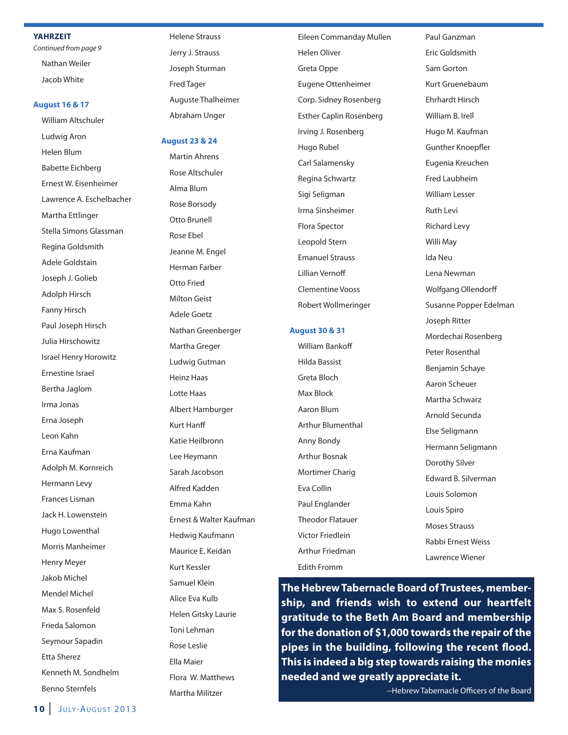## YAHRZEIT

*Continued from page 9*

Nathan Weiler
Jacob White

### August 16 & 17

William Altschuler
Ludwig Aron
Helen Blum
Babette Eichberg
Ernest W. Eisenheimer
Lawrence A. Eschelbacher
Martha Ettlinger
Stella Simons Glassman
Regina Goldsmith
Adele Goldstain
Joseph J. Golieb
Adolph Hirsch
Fanny Hirsch
Paul Joseph Hirsch
Julia Hirschowitz
Israel Henry Horowitz
Ernestine Israel
Bertha Jaglom
Irma Jonas
Erna Joseph
Leon Kahn
Erna Kaufman
Adolph M. Kornreich
Hermann Levy
Frances Lisman
Jack H. Lowenstein
Hugo Lowenthal
Morris Manheimer
Henry Meyer
Jakob Michel
Mendel Michel
Max S. Rosenfeld
Frieda Salomon
Seymour Sapadin
Etta Sherez
Kenneth M. Sondhelm
Benno Sternfels
Helene Strauss
Jerry J. Strauss
Joseph Sturman
Fred Tager
Auguste Thalheimer
Abraham Unger

### August 23 & 24

Martin Ahrens
Rose Altschuler
Alma Blum
Rose Borsody
Otto Brunell
Rose Ebel
Jeanne M. Engel
Herman Farber
Otto Fried
Milton Geist
Adele Goetz
Nathan Greenberger
Martha Greger
Ludwig Gutman
Heinz Haas
Lotte Haas
Albert Hamburger
Kurt Hanff
Katie Heilbronn
Lee Heymann
Sarah Jacobson
Alfred Kadden
Emma Kahn
Ernest & Walter Kaufman
Hedwig Kaufmann
Maurice E. Keidan
Kurt Kessler
Samuel Klein
Alice Eva Kulb
Helen Gitsky Laurie
Toni Lehman
Rose Leslie
Ella Maier
Flora W. Matthews
Martha Militzer
Eileen Commanday Mullen
Helen Oliver
Greta Oppe
Eugene Ottenheimer
Corp. Sidney Rosenberg
Esther Caplin Rosenberg
Irving J. Rosenberg
Hugo Rubel
Carl Salamensky
Regina Schwartz
Sigi Seligman
Irma Sinsheimer
Flora Spector
Leopold Stern
Emanuel Strauss
Lillian Vernoff
Clementine Vooss
Robert Wollmeringer

### August 30 & 31

William Bankoff
Hilda Bassist
Greta Bloch
Max Block
Aaron Blum
Arthur Blumenthal
Anny Bondy
Arthur Bosnak
Mortimer Charig
Eva Collin
Paul Englander
Theodor Flatauer
Victor Friedlein
Arthur Friedman
Edith Fromm
Paul Ganzman
Eric Goldsmith
Sam Gorton
Kurt Gruenebaum
Ehrhardt Hirsch
William B. Irell
Hugo M. Kaufman
Gunther Knoepfler
Eugenia Kreuchen
Fred Laubheim
William Lesser
Ruth Levi
Richard Levy
Willi May
Ida Neu
Lena Newman
Wolfgang Ollendorff
Susanne Popper Edelman
Joseph Ritter
Mordechai Rosenberg
Peter Rosenthal
Benjamin Schaye
Aaron Scheuer
Martha Schwarz
Arnold Secunda
Else Seligmann
Hermann Seligmann
Dorothy Silver
Edward B. Silverman
Louis Solomon
Louis Spiro
Moses Strauss
Rabbi Ernest Weiss
Lawrence Wiener

**The Hebrew Tabernacle Board of Trustees, membership, and friends wish to extend our heartfelt gratitude to the Beth Am Board and membership for the donation of $1,000 towards the repair of the pipes in the building, following the recent flood. This is indeed a big step towards raising the monies needed and we greatly appreciate it.**

--Hebrew Tabernacle Officers of the Board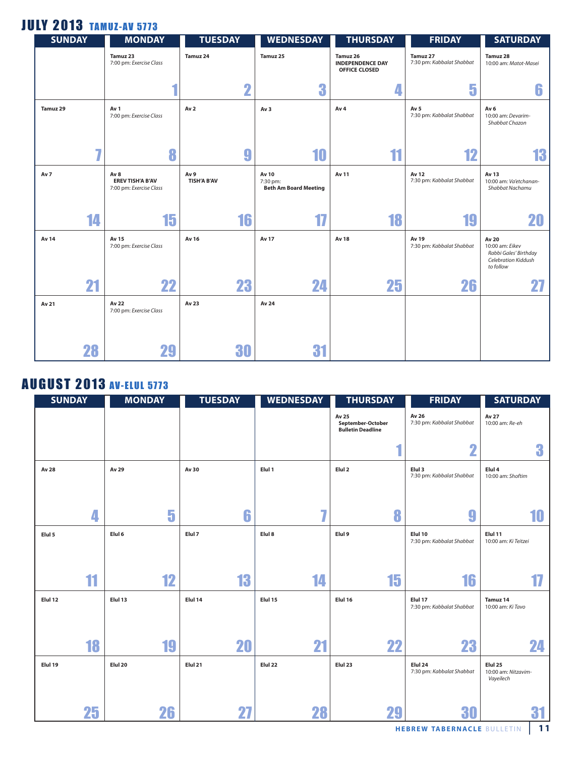## JULY 2013 TAMUZ-AV 5773

| SUNDAY | MONDAY | TUESDAY | WEDNESDAY | THURSDAY | FRIDAY | SATURDAY |
|---|---|---|---|---|---|---|
| | Tamuz 23<br>7:00 pm: *Exercise Class*<br>1 | Tamuz 24<br>2 | Tamuz 25<br>3 | Tamuz 26<br>**INDEPENDENCE DAY OFFICE CLOSED**<br>4 | Tamuz 27<br>7:30 pm: *Kabbalat Shabbat*<br>5 | Tamuz 28<br>10:00 am: *Matot-Masei*<br>6 |
| Tamuz 29<br>7 | Av 1<br>7:00 pm: *Exercise Class*<br>8 | Av 2<br>9 | Av 3<br>10 | Av 4<br>11 | Av 5<br>7:30 pm: *Kabbalat Shabbat*<br>12 | Av 6<br>10:00 am: *Devarim-Shabbat Chazon*<br>13 |
| Av 7<br>14 | Av 8<br>**EREV TISH'A B'AV**<br>7:00 pm: *Exercise Class*<br>15 | Av 9<br>**TISH'A B'AV**<br>16 | Av 10<br>7:30 pm:<br>**Beth Am Board Meeting**<br>17 | Av 11<br>18 | Av 12<br>7:30 pm: *Kabbalat Shabbat*<br>19 | Av 13<br>10:00 am: *Va'etchanan-Shabbat Nachamu*<br>20 |
| Av 14<br>21 | Av 15<br>7:00 pm: *Exercise Class*<br>22 | Av 16<br>23 | Av 17<br>24 | Av 18<br>25 | Av 19<br>7:30 pm: *Kabbalat Shabbat*<br>26 | Av 20<br>10:00 am: *Eikev Rabbi Gales' Birthday Celebration Kiddush to follow*<br>27 |
| Av 21<br>28 | Av 22<br>7:00 pm: *Exercise Class*<br>29 | Av 23<br>30 | Av 24<br>31 | | | |

## AUGUST 2013 AV-ELUL 5773

| SUNDAY | MONDAY | TUESDAY | WEDNESDAY | THURSDAY | FRIDAY | SATURDAY |
|---|---|---|---|---|---|---|
| | | | | Av 25<br>**September-October Bulletin Deadline**<br>1 | Av 26<br>7:30 pm: *Kabbalat Shabbat*<br>2 | Av 27<br>10:00 am: *Re-eh*<br>3 |
| Av 28<br>4 | Av 29<br>5 | Av 30<br>6 | Elul 1<br>7 | Elul 2<br>8 | Elul 3<br>7:30 pm: *Kabbalat Shabbat*<br>9 | Elul 4<br>10:00 am: *Shoftim*<br>10 |
| Elul 5<br>11 | Elul 6<br>12 | Elul 7<br>13 | Elul 8<br>14 | Elul 9<br>15 | Elul 10<br>7:30 pm: *Kabbalat Shabbat*<br>16 | Elul 11<br>10:00 am: *Ki Teitzei*<br>17 |
| Elul 12<br>18 | Elul 13<br>19 | Elul 14<br>20 | Elul 15<br>21 | Elul 16<br>22 | Elul 17<br>7:30 pm: *Kabbalat Shabbat*<br>23 | Tamuz 14<br>10:00 am: *Ki Tavo*<br>24 |
| Elul 19<br>25 | Elul 20<br>26 | Elul 21<br>27 | Elul 22<br>28 | Elul 23<br>29 | Elul 24<br>7:30 pm: *Kabbalat Shabbat*<br>30 | Elul 25<br>10:00 am: *Nitzavim-Vayeilech*<br>31 |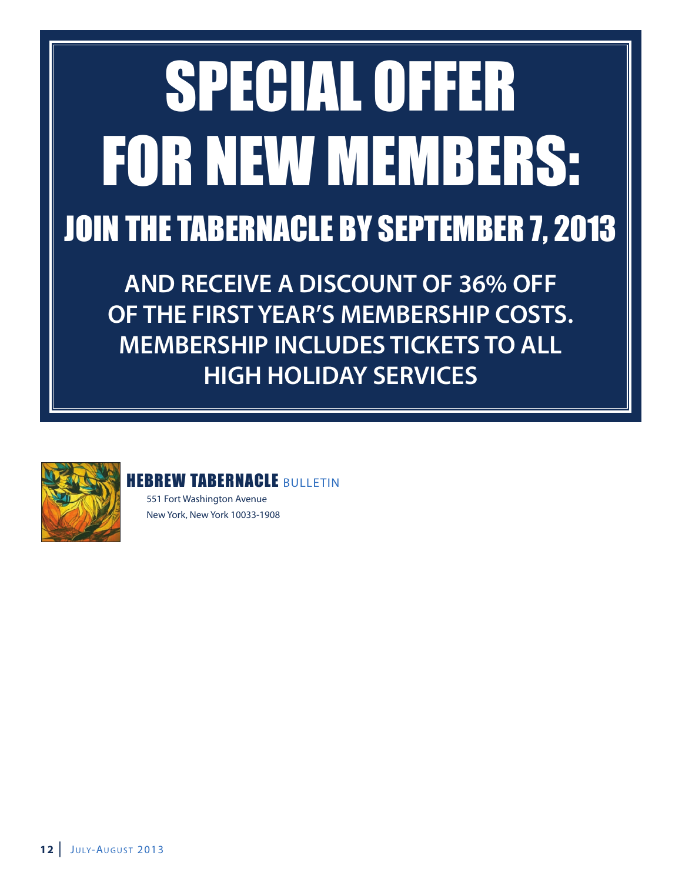# SPECIAL OFFER FOR NEW MEMBERS:

## JOIN THE TABERNACLE BY SEPTEMBER 7, 2013

**AND RECEIVE A DISCOUNT OF 36% OFF OF THE FIRST YEAR'S MEMBERSHIP COSTS. MEMBERSHIP INCLUDES TICKETS TO ALL HIGH HOLIDAY SERVICES**

**HEBREW TABERNACLE** BULLETIN

551 Fort Washington Avenue
New York, New York 10033-1908